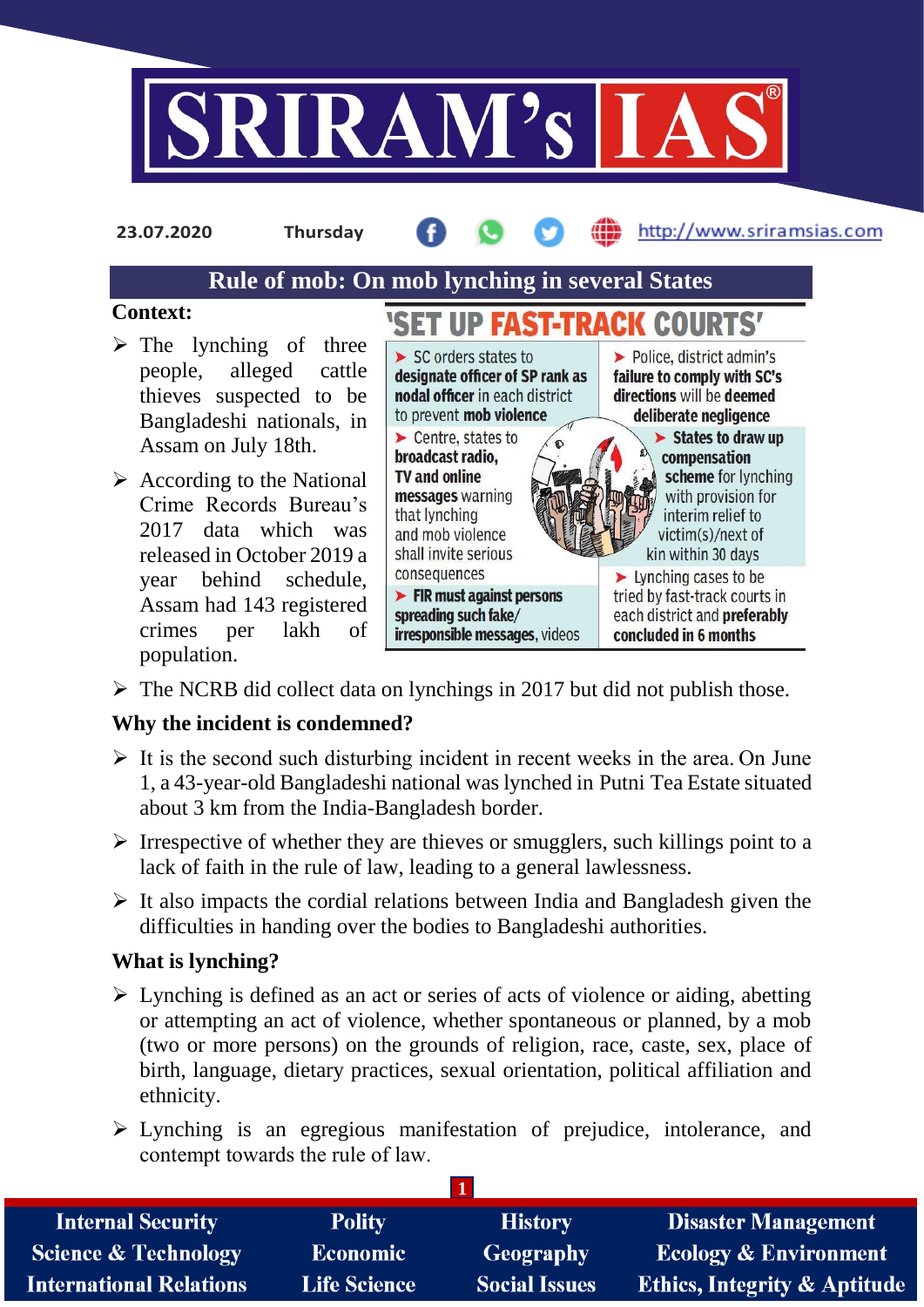23.07.2020 Thursday http://www.sriramsias.com

# Rule of mob: On mob lynching in several States

**Context:**

- The lynching of three people, alleged cattle thieves suspected to be Bangladeshi nationals, in Assam on July 18th.
- According to the National Crime Records Bureau's 2017 data which was released in October 2019 a year behind schedule, Assam had 143 registered crimes per lakh of population.

**'SET UP FAST-TRACK COURTS'**

- SC orders states to **designate officer of SP rank as nodal officer** in each district to prevent **mob violence**
- Centre, states to **broadcast radio, TV and online messages** warning that lynching and mob violence shall invite serious consequences
- **FIR must against persons spreading such fake/ irresponsible messages**, videos
- Police, district admin's **failure to comply with SC's directions** will be **deemed deliberate negligence**
- **States to draw up compensation scheme** for lynching with provision for interim relief to victim(s)/next of kin within 30 days
- Lynching cases to be tried by fast-track courts in each district and **preferably concluded in 6 months**

- The NCRB did collect data on lynchings in 2017 but did not publish those.

**Why the incident is condemned?**

- It is the second such disturbing incident in recent weeks in the area. On June 1, a 43-year-old Bangladeshi national was lynched in Putni Tea Estate situated about 3 km from the India-Bangladesh border.
- Irrespective of whether they are thieves or smugglers, such killings point to a lack of faith in the rule of law, leading to a general lawlessness.
- It also impacts the cordial relations between India and Bangladesh given the difficulties in handing over the bodies to Bangladeshi authorities.

**What is lynching?**

- Lynching is defined as an act or series of acts of violence or aiding, abetting or attempting an act of violence, whether spontaneous or planned, by a mob (two or more persons) on the grounds of religion, race, caste, sex, place of birth, language, dietary practices, sexual orientation, political affiliation and ethnicity.
- Lynching is an egregious manifestation of prejudice, intolerance, and contempt towards the rule of law.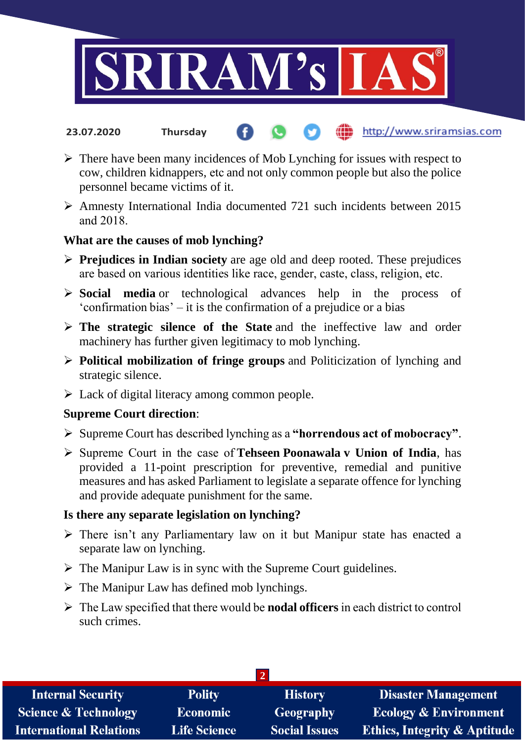- There have been many incidences of Mob Lynching for issues with respect to cow, children kidnappers, etc and not only common people but also the police personnel became victims of it.
- Amnesty International India documented 721 such incidents between 2015 and 2018.

**What are the causes of mob lynching?**

- **Prejudices in Indian society** are age old and deep rooted. These prejudices are based on various identities like race, gender, caste, class, religion, etc.
- **Social media** or technological advances help in the process of 'confirmation bias' – it is the confirmation of a prejudice or a bias
- **The strategic silence of the State** and the ineffective law and order machinery has further given legitimacy to mob lynching.
- **Political mobilization of fringe groups** and Politicization of lynching and strategic silence.
- Lack of digital literacy among common people.

**Supreme Court direction**:

- Supreme Court has described lynching as a **"horrendous act of mobocracy"**.
- Supreme Court in the case of **Tehseen Poonawala v Union of India**, has provided a 11-point prescription for preventive, remedial and punitive measures and has asked Parliament to legislate a separate offence for lynching and provide adequate punishment for the same.

**Is there any separate legislation on lynching?**

- There isn't any Parliamentary law on it but Manipur state has enacted a separate law on lynching.
- The Manipur Law is in sync with the Supreme Court guidelines.
- The Manipur Law has defined mob lynchings.
- The Law specified that there would be **nodal officers** in each district to control such crimes.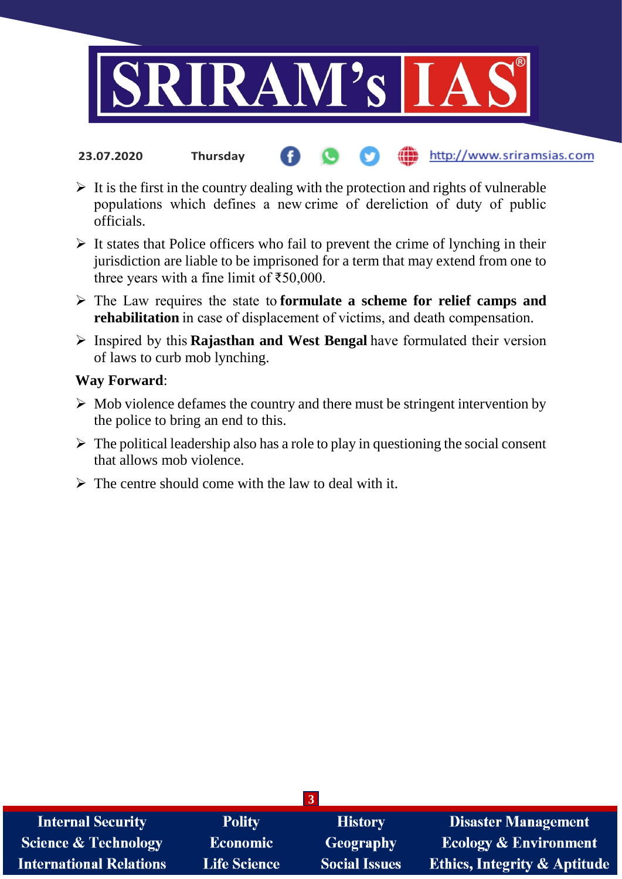- It is the first in the country dealing with the protection and rights of vulnerable populations which defines a new crime of dereliction of duty of public officials.
- It states that Police officers who fail to prevent the crime of lynching in their jurisdiction are liable to be imprisoned for a term that may extend from one to three years with a fine limit of ₹50,000.
- The Law requires the state to **formulate a scheme for relief camps and rehabilitation** in case of displacement of victims, and death compensation.
- Inspired by this **Rajasthan and West Bengal** have formulated their version of laws to curb mob lynching.

**Way Forward**:

- Mob violence defames the country and there must be stringent intervention by the police to bring an end to this.
- The political leadership also has a role to play in questioning the social consent that allows mob violence.
- The centre should come with the law to deal with it.